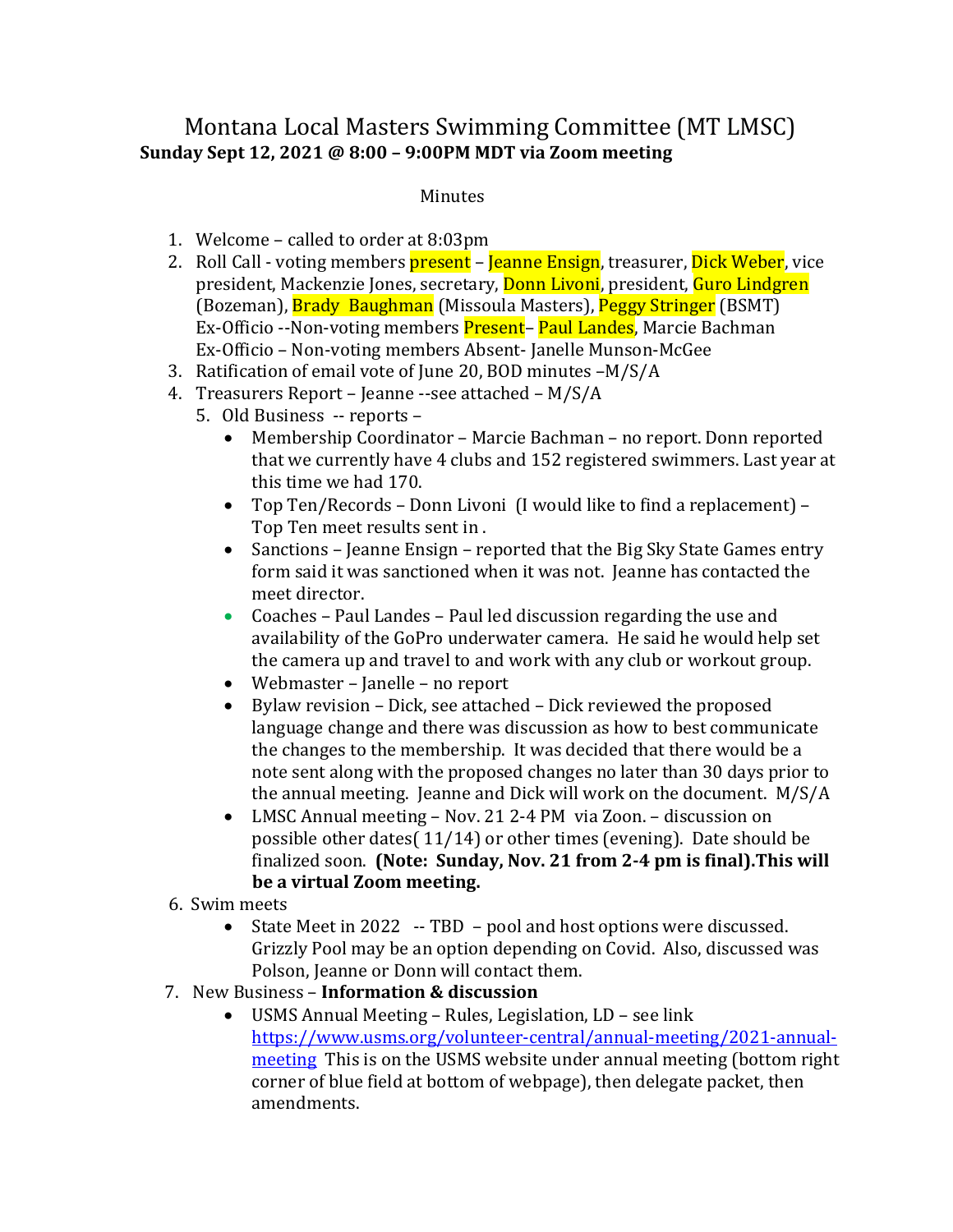# Montana Local Masters Swimming Committee (MT LMSC)

**Sunday Sept 12, 2021 @ 8:00 – 9:00PM MDT via Zoom meeting**

Minutes

1. Welcome – called to order at 8:03pm
2. Roll Call - voting members present – Jeanne Ensign, treasurer, Dick Weber, vice president, Mackenzie Jones, secretary, Donn Livoni, president, Guro Lindgren (Bozeman), Brady Baughman (Missoula Masters), Peggy Stringer (BSMT)
   Ex-Officio --Non-voting members Present– Paul Landes, Marcie Bachman
   Ex-Officio – Non-voting members Absent- Janelle Munson-McGee
3. Ratification of email vote of June 20, BOD minutes –M/S/A
4. Treasurers Report – Jeanne --see attached – M/S/A
5. Old Business -- reports –
   - Membership Coordinator – Marcie Bachman – no report. Donn reported that we currently have 4 clubs and 152 registered swimmers. Last year at this time we had 170.
   - Top Ten/Records – Donn Livoni (I would like to find a replacement) – Top Ten meet results sent in .
   - Sanctions – Jeanne Ensign – reported that the Big Sky State Games entry form said it was sanctioned when it was not. Jeanne has contacted the meet director.
   - Coaches – Paul Landes – Paul led discussion regarding the use and availability of the GoPro underwater camera. He said he would help set the camera up and travel to and work with any club or workout group.
   - Webmaster – Janelle – no report
   - Bylaw revision – Dick, see attached – Dick reviewed the proposed language change and there was discussion as how to best communicate the changes to the membership. It was decided that there would be a note sent along with the proposed changes no later than 30 days prior to the annual meeting. Jeanne and Dick will work on the document. M/S/A
   - LMSC Annual meeting – Nov. 21 2-4 PM via Zoon. – discussion on possible other dates( 11/14) or other times (evening). Date should be finalized soon. **(Note: Sunday, Nov. 21 from 2-4 pm is final).This will be a virtual Zoom meeting.**
6. Swim meets
   - State Meet in 2022 -- TBD – pool and host options were discussed. Grizzly Pool may be an option depending on Covid. Also, discussed was Polson, Jeanne or Donn will contact them.
7. New Business – **Information & discussion**
   - USMS Annual Meeting – Rules, Legislation, LD – see link https://www.usms.org/volunteer-central/annual-meeting/2021-annual-meeting This is on the USMS website under annual meeting (bottom right corner of blue field at bottom of webpage), then delegate packet, then amendments.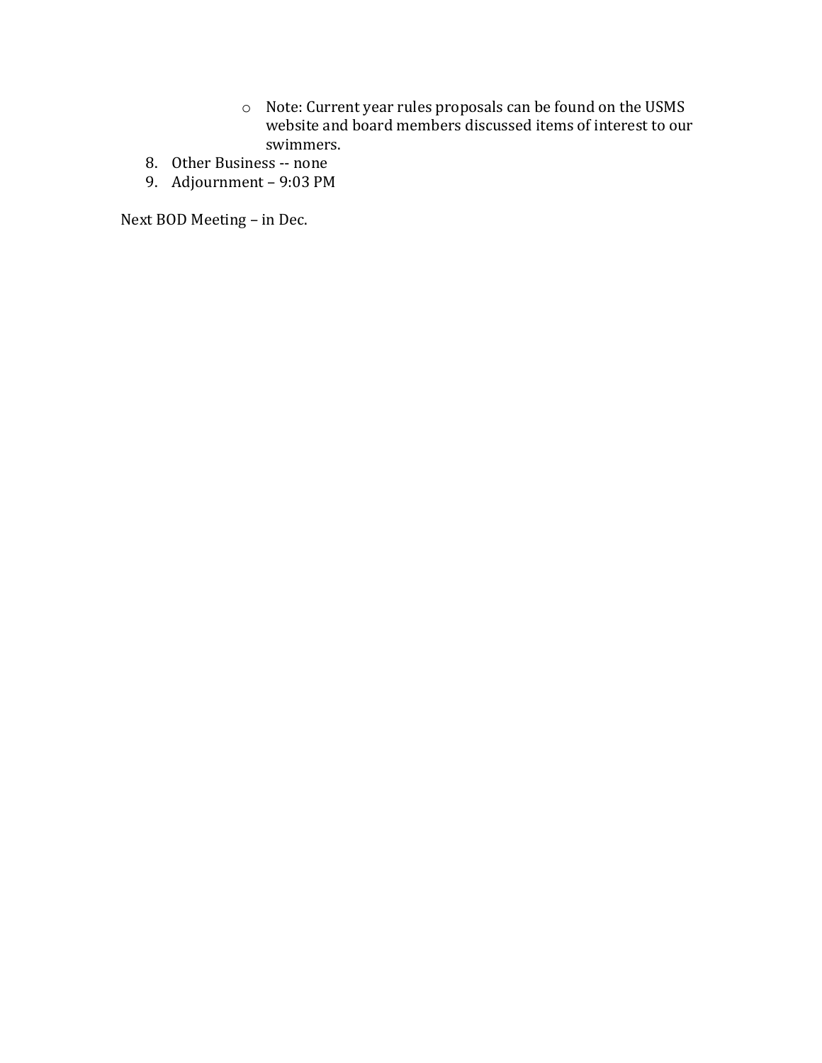- Note: Current year rules proposals can be found on the USMS website and board members discussed items of interest to our swimmers.

8. Other Business -- none
9. Adjournment – 9:03 PM

Next BOD Meeting – in Dec.